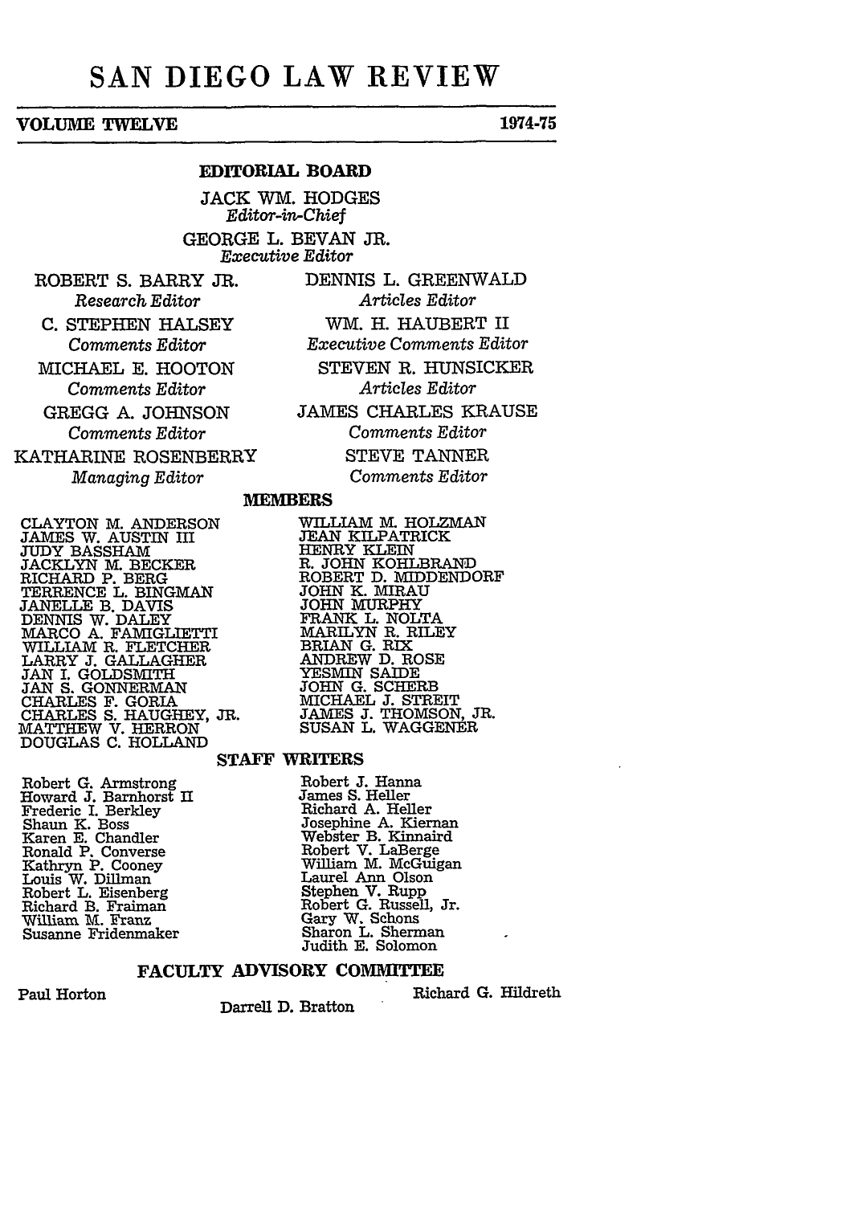# SAN DIEGO LAW REVIEW

**VOLUME TWELVE** **1974-75**

## EDITORIAL BOARD

JACK WM. HODGES
*Editor-in-Chief*

GEORGE L. BEVAN JR.
*Executive Editor*

ROBERT S. BARRY JR.
*Research Editor*

DENNIS L. GREENWALD
*Articles Editor*

C. STEPHEN HALSEY
*Comments Editor*

WM. H. HAUBERT II
*Executive Comments Editor*

MICHAEL E. HOOTON
*Comments Editor*

STEVEN R. HUNSICKER
*Articles Editor*

GREGG A. JOHNSON
*Comments Editor*

JAMES CHARLES KRAUSE
*Comments Editor*

KATHARINE ROSENBERRY
*Managing Editor*

STEVE TANNER
*Comments Editor*

## MEMBERS

CLAYTON M. ANDERSON
JAMES W. AUSTIN III
JUDY BASSHAM
JACKLYN M. BECKER
RICHARD P. BERG
TERRENCE L. BINGMAN
JANELLE B. DAVIS
DENNIS W. DALEY
MARCO A. FAMIGLIETTI
WILLIAM R. FLETCHER
LARRY J. GALLAGHER
JAN I. GOLDSMITH
JAN S. GONNERMAN
CHARLES F. GORIA
CHARLES S. HAUGHEY, JR.
MATTHEW V. HERRON
DOUGLAS C. HOLLAND
WILLIAM M. HOLZMAN
JEAN KILPATRICK
HENRY KLEIN
R. JOHN KOHLBRAND
ROBERT D. MIDDENDORF
JOHN K. MIRAU
JOHN MURPHY
FRANK L. NOLTA
MARILYN R. RILEY
BRIAN G. RIX
ANDREW D. ROSE
YESMIN SAIDE
JOHN G. SCHERB
MICHAEL J. STREIT
JAMES J. THOMSON, JR.
SUSAN L. WAGGENER

## STAFF WRITERS

Robert G. Armstrong
Howard J. Barnhorst II
Frederic I. Berkley
Shaun K. Boss
Karen E. Chandler
Ronald P. Converse
Kathryn P. Cooney
Louis W. Dillman
Robert L. Eisenberg
Richard B. Fraiman
William M. Franz
Susanne Fridenmaker
Robert J. Hanna
James S. Heller
Richard A. Heller
Josephine A. Kiernan
Webster B. Kinnaird
Robert V. LaBerge
William M. McGuigan
Laurel Ann Olson
Stephen V. Rupp
Robert G. Russell, Jr.
Gary W. Schons
Sharon L. Sherman
Judith E. Solomon

## FACULTY ADVISORY COMMITTEE

Paul Horton
Darrell D. Bratton
Richard G. Hildreth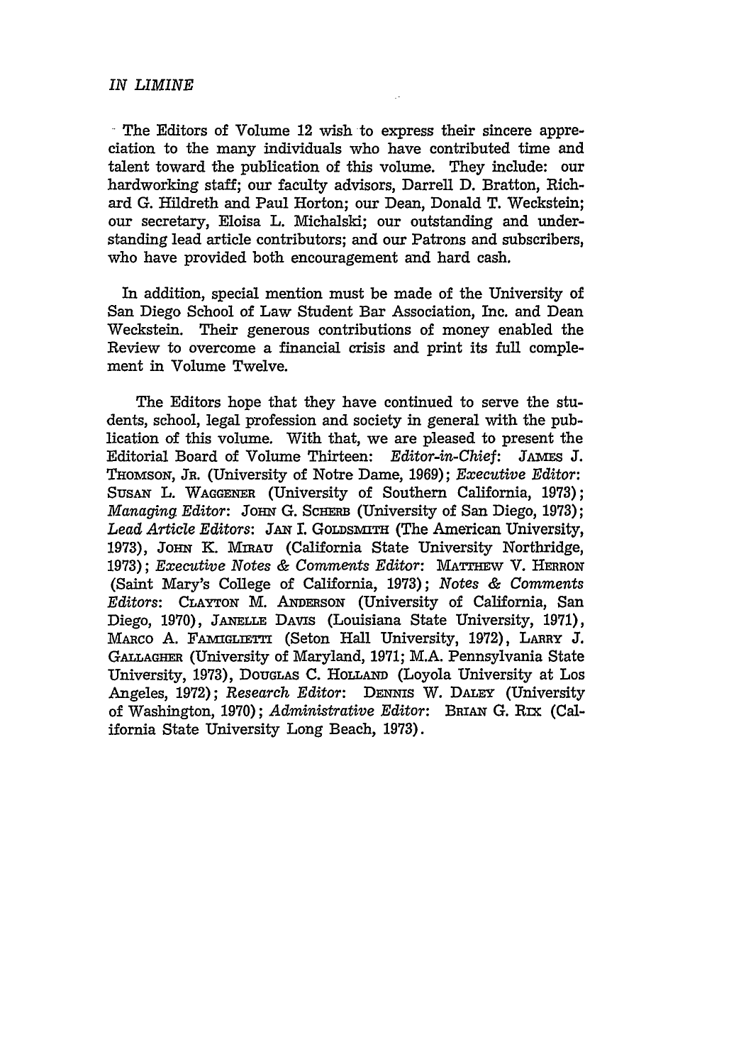*IN LIMINE*

The Editors of Volume 12 wish to express their sincere appreciation to the many individuals who have contributed time and talent toward the publication of this volume. They include: our hardworking staff; our faculty advisors, Darrell D. Bratton, Richard G. Hildreth and Paul Horton; our Dean, Donald T. Weckstein; our secretary, Eloisa L. Michalski; our outstanding and understanding lead article contributors; and our Patrons and subscribers, who have provided both encouragement and hard cash.

In addition, special mention must be made of the University of San Diego School of Law Student Bar Association, Inc. and Dean Weckstein. Their generous contributions of money enabled the Review to overcome a financial crisis and print its full complement in Volume Twelve.

The Editors hope that they have continued to serve the students, school, legal profession and society in general with the publication of this volume. With that, we are pleased to present the Editorial Board of Volume Thirteen: *Editor-in-Chief*: JAMES J. THOMSON, JR. (University of Notre Dame, 1969); *Executive Editor*: SUSAN L. WAGGENER (University of Southern California, 1973); *Managing Editor*: JOHN G. SCHERB (University of San Diego, 1973); *Lead Article Editors*: JAN I. GOLDSMITH (The American University, 1973), JOHN K. MIRAU (California State University Northridge, 1973); *Executive Notes & Comments Editor*: MATTHEW V. HERRON (Saint Mary's College of California, 1973); *Notes & Comments Editors*: CLAYTON M. ANDERSON (University of California, San Diego, 1970), JANELLE DAVIS (Louisiana State University, 1971), MARCO A. FAMIGLIETTI (Seton Hall University, 1972), LARRY J. GALLAGHER (University of Maryland, 1971; M.A. Pennsylvania State University, 1973), DOUGLAS C. HOLLAND (Loyola University at Los Angeles, 1972); *Research Editor*: DENNIS W. DALEY (University of Washington, 1970); *Administrative Editor*: BRIAN G. RIX (California State University Long Beach, 1973).